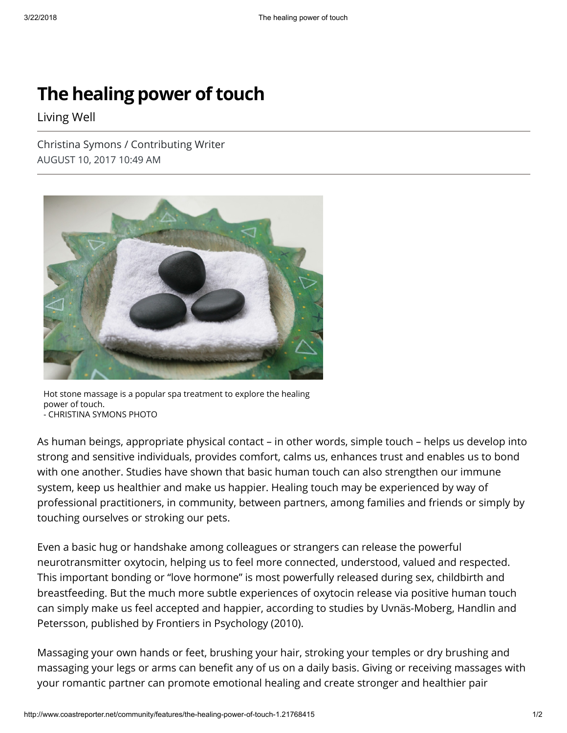# The healing power of touch

Living Well

Christina Symons / Contributing Writer
AUGUST 10, 2017 10:49 AM

Hot stone massage is a popular spa treatment to explore the healing power of touch.
- CHRISTINA SYMONS PHOTO

As human beings, appropriate physical contact – in other words, simple touch – helps us develop into strong and sensitive individuals, provides comfort, calms us, enhances trust and enables us to bond with one another. Studies have shown that basic human touch can also strengthen our immune system, keep us healthier and make us happier. Healing touch may be experienced by way of professional practitioners, in community, between partners, among families and friends or simply by touching ourselves or stroking our pets.

Even a basic hug or handshake among colleagues or strangers can release the powerful neurotransmitter oxytocin, helping us to feel more connected, understood, valued and respected. This important bonding or "love hormone" is most powerfully released during sex, childbirth and breastfeeding. But the much more subtle experiences of oxytocin release via positive human touch can simply make us feel accepted and happier, according to studies by Uvnäs-Moberg, Handlin and Petersson, published by Frontiers in Psychology (2010).

Massaging your own hands or feet, brushing your hair, stroking your temples or dry brushing and massaging your legs or arms can benefit any of us on a daily basis. Giving or receiving massages with your romantic partner can promote emotional healing and create stronger and healthier pair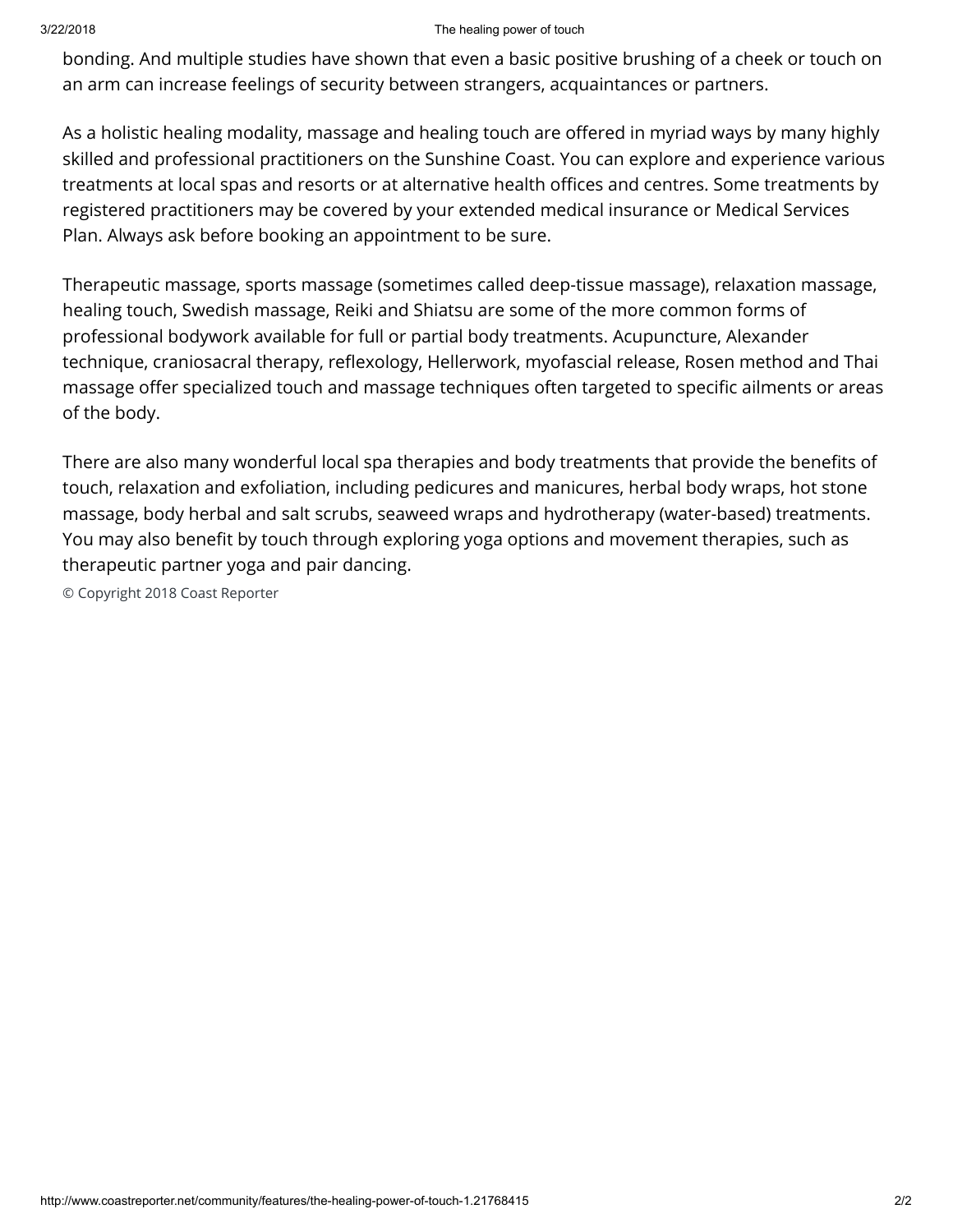bonding. And multiple studies have shown that even a basic positive brushing of a cheek or touch on an arm can increase feelings of security between strangers, acquaintances or partners.

As a holistic healing modality, massage and healing touch are offered in myriad ways by many highly skilled and professional practitioners on the Sunshine Coast. You can explore and experience various treatments at local spas and resorts or at alternative health offices and centres. Some treatments by registered practitioners may be covered by your extended medical insurance or Medical Services Plan. Always ask before booking an appointment to be sure.

Therapeutic massage, sports massage (sometimes called deep-tissue massage), relaxation massage, healing touch, Swedish massage, Reiki and Shiatsu are some of the more common forms of professional bodywork available for full or partial body treatments. Acupuncture, Alexander technique, craniosacral therapy, reflexology, Hellerwork, myofascial release, Rosen method and Thai massage offer specialized touch and massage techniques often targeted to specific ailments or areas of the body.

There are also many wonderful local spa therapies and body treatments that provide the benefits of touch, relaxation and exfoliation, including pedicures and manicures, herbal body wraps, hot stone massage, body herbal and salt scrubs, seaweed wraps and hydrotherapy (water-based) treatments. You may also benefit by touch through exploring yoga options and movement therapies, such as therapeutic partner yoga and pair dancing.

© Copyright 2018 Coast Reporter